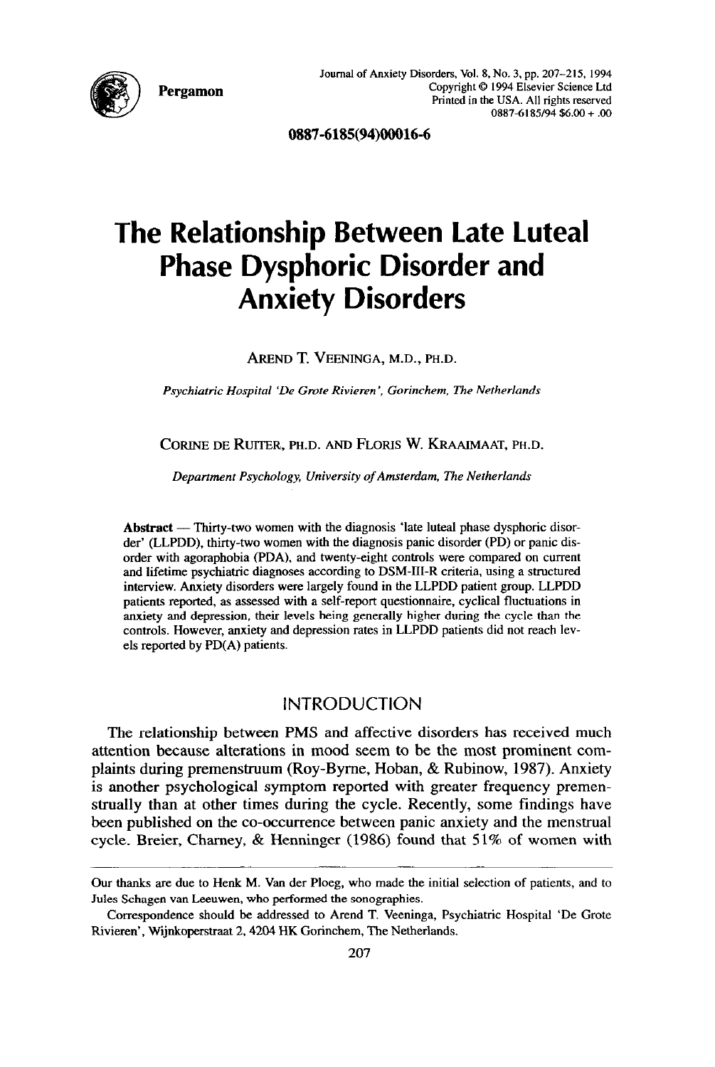0887-6185(94)00016-6

# The Relationship Between Late Luteal Phase Dysphoric Disorder and Anxiety Disorders

AREND T. VEENINGA, M.D., PH.D.

*Psychiatric Hospital 'De Grote Rivieren', Gorinchem, The Netherlands*

CORINE DE RUITER, PH.D. AND FLORIS W. KRAAIMAAT, PH.D.

*Department Psychology, University of Amsterdam, The Netherlands*

**Abstract** — Thirty-two women with the diagnosis 'late luteal phase dysphoric disorder' (LLPDD), thirty-two women with the diagnosis panic disorder (PD) or panic disorder with agoraphobia (PDA), and twenty-eight controls were compared on current and lifetime psychiatric diagnoses according to DSM-III-R criteria, using a structured interview. Anxiety disorders were largely found in the LLPDD patient group. LLPDD patients reported, as assessed with a self-report questionnaire, cyclical fluctuations in anxiety and depression, their levels being generally higher during the cycle than the controls. However, anxiety and depression rates in LLPDD patients did not reach levels reported by PD(A) patients.

## INTRODUCTION

The relationship between PMS and affective disorders has received much attention because alterations in mood seem to be the most prominent complaints during premenstruum (Roy-Byrne, Hoban, & Rubinow, 1987). Anxiety is another psychological symptom reported with greater frequency premenstrually than at other times during the cycle. Recently, some findings have been published on the co-occurrence between panic anxiety and the menstrual cycle. Breier, Charney, & Henninger (1986) found that 51% of women with

---

Our thanks are due to Henk M. Van der Ploeg, who made the initial selection of patients, and to Jules Schagen van Leeuwen, who performed the sonographies.

Correspondence should be addressed to Arend T. Veeninga, Psychiatric Hospital 'De Grote Rivieren', Wijnkoperstraat 2, 4204 HK Gorinchem, The Netherlands.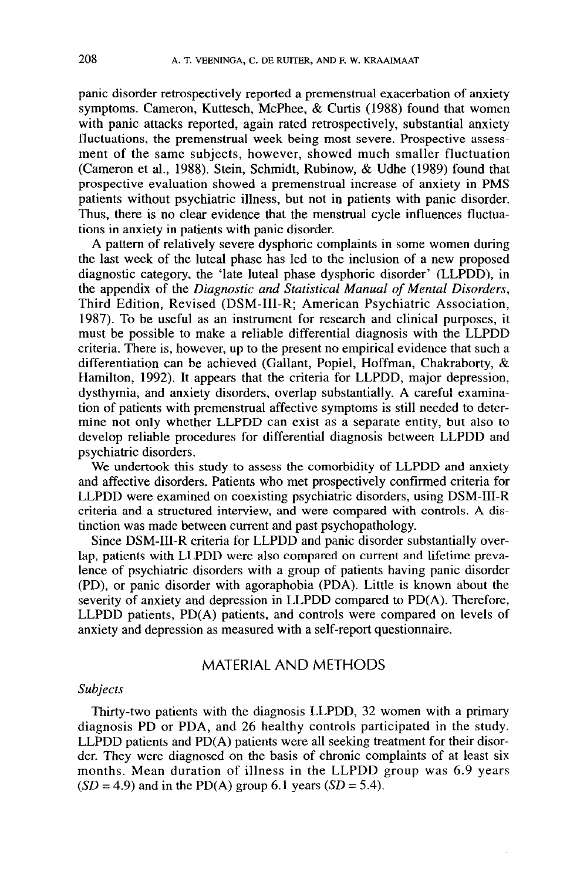panic disorder retrospectively reported a premenstrual exacerbation of anxiety symptoms. Cameron, Kuttesch, McPhee, & Curtis (1988) found that women with panic attacks reported, again rated retrospectively, substantial anxiety fluctuations, the premenstrual week being most severe. Prospective assessment of the same subjects, however, showed much smaller fluctuation (Cameron et al., 1988). Stein, Schmidt, Rubinow, & Udhe (1989) found that prospective evaluation showed a premenstrual increase of anxiety in PMS patients without psychiatric illness, but not in patients with panic disorder. Thus, there is no clear evidence that the menstrual cycle influences fluctuations in anxiety in patients with panic disorder.

A pattern of relatively severe dysphoric complaints in some women during the last week of the luteal phase has led to the inclusion of a new proposed diagnostic category, the 'late luteal phase dysphoric disorder' (LLPDD), in the appendix of the *Diagnostic and Statistical Manual of Mental Disorders*, Third Edition, Revised (DSM-III-R; American Psychiatric Association, 1987). To be useful as an instrument for research and clinical purposes, it must be possible to make a reliable differential diagnosis with the LLPDD criteria. There is, however, up to the present no empirical evidence that such a differentiation can be achieved (Gallant, Popiel, Hoffman, Chakraborty, & Hamilton, 1992). It appears that the criteria for LLPDD, major depression, dysthymia, and anxiety disorders, overlap substantially. A careful examination of patients with premenstrual affective symptoms is still needed to determine not only whether LLPDD can exist as a separate entity, but also to develop reliable procedures for differential diagnosis between LLPDD and psychiatric disorders.

We undertook this study to assess the comorbidity of LLPDD and anxiety and affective disorders. Patients who met prospectively confirmed criteria for LLPDD were examined on coexisting psychiatric disorders, using DSM-III-R criteria and a structured interview, and were compared with controls. A distinction was made between current and past psychopathology.

Since DSM-III-R criteria for LLPDD and panic disorder substantially overlap, patients with LLPDD were also compared on current and lifetime prevalence of psychiatric disorders with a group of patients having panic disorder (PD), or panic disorder with agoraphobia (PDA). Little is known about the severity of anxiety and depression in LLPDD compared to PD(A). Therefore, LLPDD patients, PD(A) patients, and controls were compared on levels of anxiety and depression as measured with a self-report questionnaire.

## MATERIAL AND METHODS

### *Subjects*

Thirty-two patients with the diagnosis LLPDD, 32 women with a primary diagnosis PD or PDA, and 26 healthy controls participated in the study. LLPDD patients and PD(A) patients were all seeking treatment for their disorder. They were diagnosed on the basis of chronic complaints of at least six months. Mean duration of illness in the LLPDD group was 6.9 years ($SD = 4.9$) and in the PD(A) group 6.1 years ($SD = 5.4$).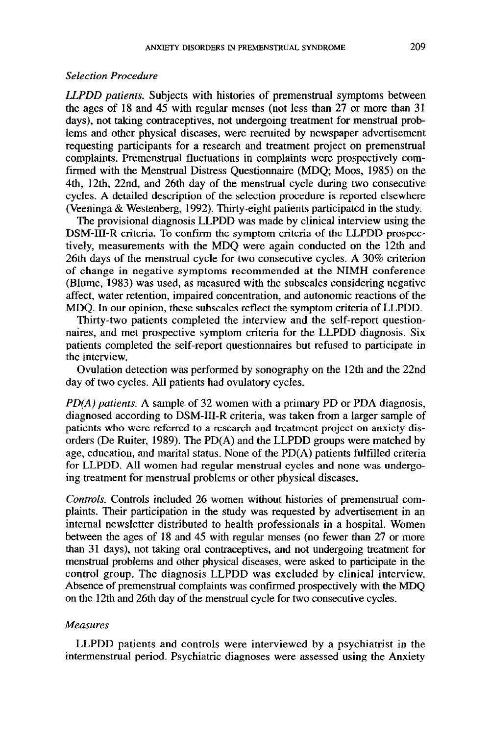*Selection Procedure*

*LLPDD patients.* Subjects with histories of premenstrual symptoms between the ages of 18 and 45 with regular menses (not less than 27 or more than 31 days), not taking contraceptives, not undergoing treatment for menstrual problems and other physical diseases, were recruited by newspaper advertisement requesting participants for a research and treatment project on premenstrual complaints. Premenstrual fluctuations in complaints were prospectively confirmed with the Menstrual Distress Questionnaire (MDQ; Moos, 1985) on the 4th, 12th, 22nd, and 26th day of the menstrual cycle during two consecutive cycles. A detailed description of the selection procedure is reported elsewhere (Veeninga & Westenberg, 1992). Thirty-eight patients participated in the study.

The provisional diagnosis LLPDD was made by clinical interview using the DSM-III-R criteria. To confirm the symptom criteria of the LLPDD prospectively, measurements with the MDQ were again conducted on the 12th and 26th days of the menstrual cycle for two consecutive cycles. A 30% criterion of change in negative symptoms recommended at the NIMH conference (Blume, 1983) was used, as measured with the subscales considering negative affect, water retention, impaired concentration, and autonomic reactions of the MDQ. In our opinion, these subscales reflect the symptom criteria of LLPDD.

Thirty-two patients completed the interview and the self-report questionnaires, and met prospective symptom criteria for the LLPDD diagnosis. Six patients completed the self-report questionnaires but refused to participate in the interview.

Ovulation detection was performed by sonography on the 12th and the 22nd day of two cycles. All patients had ovulatory cycles.

*PD(A) patients.* A sample of 32 women with a primary PD or PDA diagnosis, diagnosed according to DSM-III-R criteria, was taken from a larger sample of patients who were referred to a research and treatment project on anxiety disorders (De Ruiter, 1989). The PD(A) and the LLPDD groups were matched by age, education, and marital status. None of the PD(A) patients fulfilled criteria for LLPDD. All women had regular menstrual cycles and none was undergoing treatment for menstrual problems or other physical diseases.

*Controls.* Controls included 26 women without histories of premenstrual complaints. Their participation in the study was requested by advertisement in an internal newsletter distributed to health professionals in a hospital. Women between the ages of 18 and 45 with regular menses (no fewer than 27 or more than 31 days), not taking oral contraceptives, and not undergoing treatment for menstrual problems and other physical diseases, were asked to participate in the control group. The diagnosis LLPDD was excluded by clinical interview. Absence of premenstrual complaints was confirmed prospectively with the MDQ on the 12th and 26th day of the menstrual cycle for two consecutive cycles.

*Measures*

LLPDD patients and controls were interviewed by a psychiatrist in the intermenstrual period. Psychiatric diagnoses were assessed using the Anxiety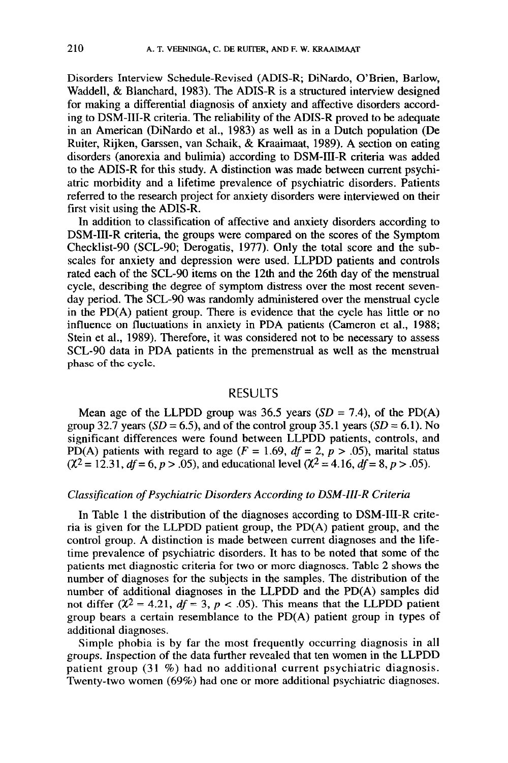Disorders Interview Schedule-Revised (ADIS-R; DiNardo, O'Brien, Barlow, Waddell, & Blanchard, 1983). The ADIS-R is a structured interview designed for making a differential diagnosis of anxiety and affective disorders according to DSM-III-R criteria. The reliability of the ADIS-R proved to be adequate in an American (DiNardo et al., 1983) as well as in a Dutch population (De Ruiter, Rijken, Garssen, van Schaik, & Kraaimaat, 1989). A section on eating disorders (anorexia and bulimia) according to DSM-III-R criteria was added to the ADIS-R for this study. A distinction was made between current psychiatric morbidity and a lifetime prevalence of psychiatric disorders. Patients referred to the research project for anxiety disorders were interviewed on their first visit using the ADIS-R.

In addition to classification of affective and anxiety disorders according to DSM-III-R criteria, the groups were compared on the scores of the Symptom Checklist-90 (SCL-90; Derogatis, 1977). Only the total score and the subscales for anxiety and depression were used. LLPDD patients and controls rated each of the SCL-90 items on the 12th and the 26th day of the menstrual cycle, describing the degree of symptom distress over the most recent seven-day period. The SCL-90 was randomly administered over the menstrual cycle in the PD(A) patient group. There is evidence that the cycle has little or no influence on fluctuations in anxiety in PDA patients (Cameron et al., 1988; Stein et al., 1989). Therefore, it was considered not to be necessary to assess SCL-90 data in PDA patients in the premenstrual as well as the menstrual phase of the cycle.

## RESULTS

Mean age of the LLPDD group was 36.5 years ($SD = 7.4$), of the PD(A) group 32.7 years ($SD = 6.5$), and of the control group 35.1 years ($SD = 6.1$). No significant differences were found between LLPDD patients, controls, and PD(A) patients with regard to age ($F = 1.69$, $df = 2$, $p > .05$), marital status ($\chi^2 = 12.31$, $df = 6$, $p > .05$), and educational level ($\chi^2 = 4.16$, $df = 8$, $p > .05$).

### *Classification of Psychiatric Disorders According to DSM-III-R Criteria*

In Table 1 the distribution of the diagnoses according to DSM-III-R criteria is given for the LLPDD patient group, the PD(A) patient group, and the control group. A distinction is made between current diagnoses and the lifetime prevalence of psychiatric disorders. It has to be noted that some of the patients met diagnostic criteria for two or more diagnoses. Table 2 shows the number of diagnoses for the subjects in the samples. The distribution of the number of additional diagnoses in the LLPDD and the PD(A) samples did not differ ($\chi^2 = 4.21$, $df = 3$, $p < .05$). This means that the LLPDD patient group bears a certain resemblance to the PD(A) patient group in types of additional diagnoses.

Simple phobia is by far the most frequently occurring diagnosis in all groups. Inspection of the data further revealed that ten women in the LLPDD patient group (31 %) had no additional current psychiatric diagnosis. Twenty-two women (69%) had one or more additional psychiatric diagnoses.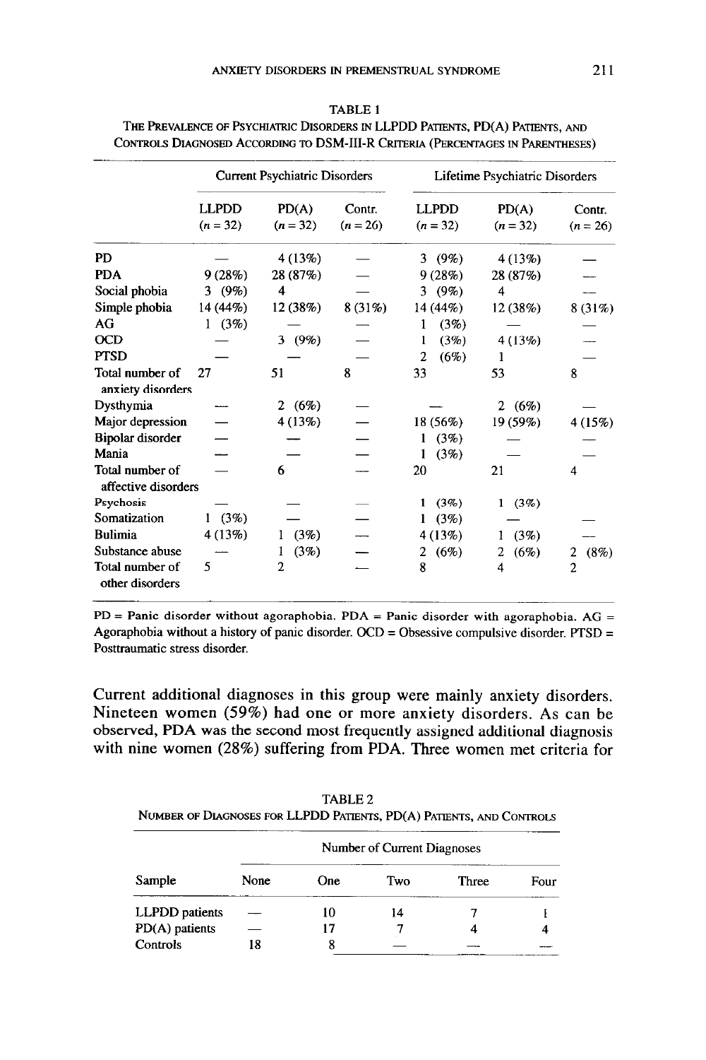TABLE 1

THE PREVALENCE OF PSYCHIATRIC DISORDERS IN LLPDD PATIENTS, PD(A) PATIENTS, AND CONTROLS DIAGNOSED ACCORDING TO DSM-III-R CRITERIA (PERCENTAGES IN PARENTHESES)

| | Current Psychiatric Disorders | | | Lifetime Psychiatric Disorders | | |
|---|---|---|---|---|---|---|
| | LLPDD ($n = 32$) | PD(A) ($n = 32$) | Contr. ($n = 26$) | LLPDD ($n = 32$) | PD(A) ($n = 32$) | Contr. ($n = 26$) |
| PD | — | 4 (13%) | — | 3 (9%) | 4 (13%) | — |
| PDA | 9 (28%) | 28 (87%) | — | 9 (28%) | 28 (87%) | — |
| Social phobia | 3 (9%) | 4 | — | 3 (9%) | 4 | — |
| Simple phobia | 14 (44%) | 12 (38%) | 8 (31%) | 14 (44%) | 12 (38%) | 8 (31%) |
| AG | 1 (3%) | — | — | 1 (3%) | — | — |
| OCD | — | 3 (9%) | — | 1 (3%) | 4 (13%) | — |
| PTSD | — | — | — | 2 (6%) | 1 | — |
| Total number of anxiety disorders | 27 | 51 | 8 | 33 | 53 | 8 |
| Dysthymia | — | 2 (6%) | — | — | 2 (6%) | — |
| Major depression | — | 4 (13%) | — | 18 (56%) | 19 (59%) | 4 (15%) |
| Bipolar disorder | — | — | — | 1 (3%) | — | — |
| Mania | — | — | — | 1 (3%) | — | — |
| Total number of affective disorders | — | 6 | — | 20 | 21 | 4 |
| Psychosis | — | — | — | 1 (3%) | 1 (3%) | |
| Somatization | 1 (3%) | — | — | 1 (3%) | — | — |
| Bulimia | 4 (13%) | 1 (3%) | — | 4 (13%) | 1 (3%) | — |
| Substance abuse | — | 1 (3%) | — | 2 (6%) | 2 (6%) | 2 (8%) |
| Total number of other disorders | 5 | 2 | — | 8 | 4 | 2 |

PD = Panic disorder without agoraphobia. PDA = Panic disorder with agoraphobia. AG = Agoraphobia without a history of panic disorder. OCD = Obsessive compulsive disorder. PTSD = Posttraumatic stress disorder.

Current additional diagnoses in this group were mainly anxiety disorders. Nineteen women (59%) had one or more anxiety disorders. As can be observed, PDA was the second most frequently assigned additional diagnosis with nine women (28%) suffering from PDA. Three women met criteria for

TABLE 2

NUMBER OF DIAGNOSES FOR LLPDD PATIENTS, PD(A) PATIENTS, AND CONTROLS

| | Number of Current Diagnoses | | | | |
|---|---|---|---|---|---|
| Sample | None | One | Two | Three | Four |
| LLPDD patients | — | 10 | 14 | 7 | 1 |
| PD(A) patients | — | 17 | 7 | 4 | 4 |
| Controls | 18 | 8 | — | — | — |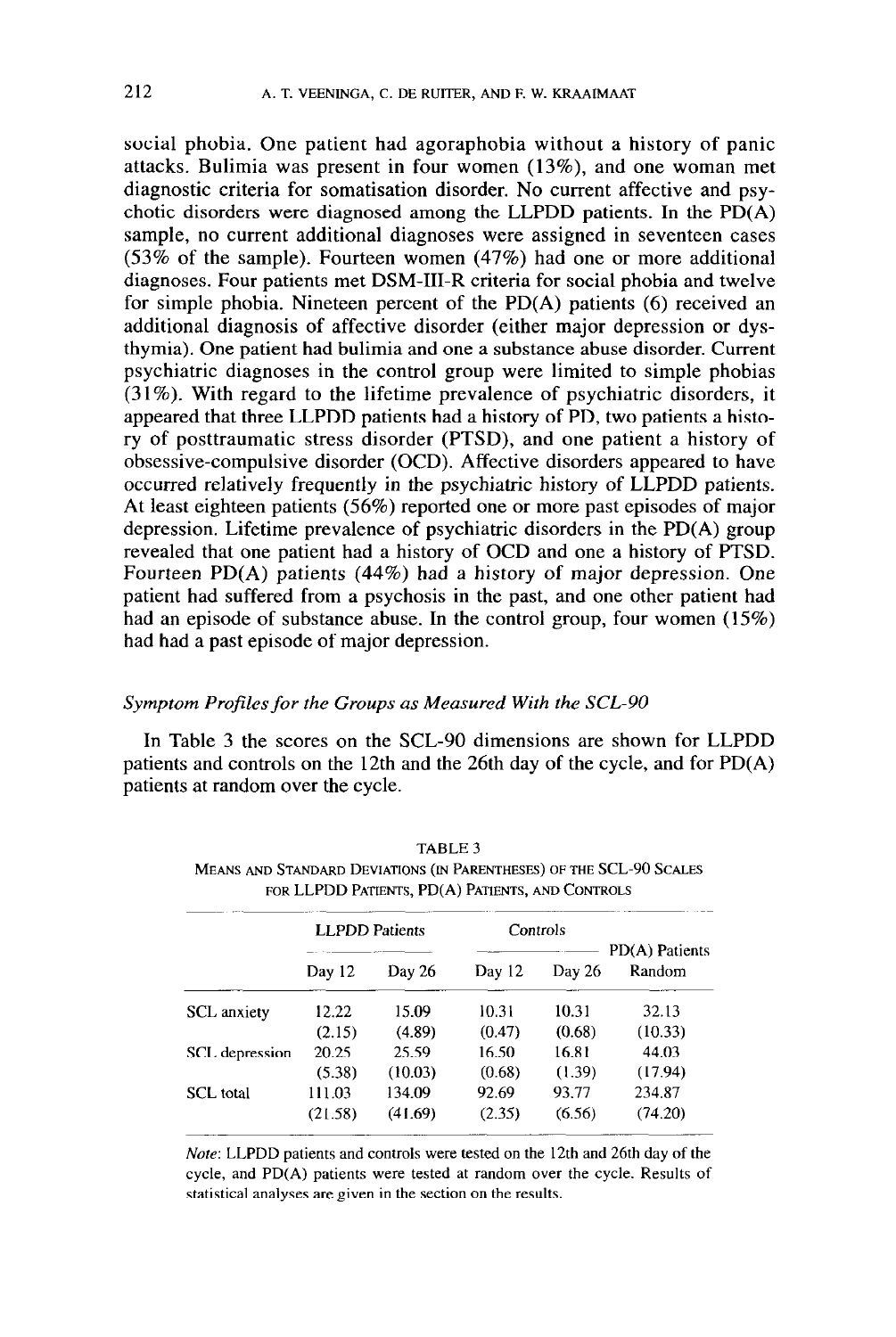social phobia. One patient had agoraphobia without a history of panic attacks. Bulimia was present in four women (13%), and one woman met diagnostic criteria for somatisation disorder. No current affective and psychotic disorders were diagnosed among the LLPDD patients. In the PD(A) sample, no current additional diagnoses were assigned in seventeen cases (53% of the sample). Fourteen women (47%) had one or more additional diagnoses. Four patients met DSM-III-R criteria for social phobia and twelve for simple phobia. Nineteen percent of the PD(A) patients (6) received an additional diagnosis of affective disorder (either major depression or dysthymia). One patient had bulimia and one a substance abuse disorder. Current psychiatric diagnoses in the control group were limited to simple phobias (31%). With regard to the lifetime prevalence of psychiatric disorders, it appeared that three LLPDD patients had a history of PD, two patients a history of posttraumatic stress disorder (PTSD), and one patient a history of obsessive-compulsive disorder (OCD). Affective disorders appeared to have occurred relatively frequently in the psychiatric history of LLPDD patients. At least eighteen patients (56%) reported one or more past episodes of major depression. Lifetime prevalence of psychiatric disorders in the PD(A) group revealed that one patient had a history of OCD and one a history of PTSD. Fourteen PD(A) patients (44%) had a history of major depression. One patient had suffered from a psychosis in the past, and one other patient had had an episode of substance abuse. In the control group, four women (15%) had had a past episode of major depression.

### *Symptom Profiles for the Groups as Measured With the SCL-90*

In Table 3 the scores on the SCL-90 dimensions are shown for LLPDD patients and controls on the 12th and the 26th day of the cycle, and for PD(A) patients at random over the cycle.

TABLE 3
MEANS AND STANDARD DEVIATIONS (IN PARENTHESES) OF THE SCL-90 SCALES FOR LLPDD PATIENTS, PD(A) PATIENTS, AND CONTROLS

| | LLPDD Patients | | Controls | | PD(A) Patients |
|---|---|---|---|---|---|
| | Day 12 | Day 26 | Day 12 | Day 26 | Random |
| SCL anxiety | 12.22 | 15.09 | 10.31 | 10.31 | 32.13 |
| | (2.15) | (4.89) | (0.47) | (0.68) | (10.33) |
| SCL depression | 20.25 | 25.59 | 16.50 | 16.81 | 44.03 |
| | (5.38) | (10.03) | (0.68) | (1.39) | (17.94) |
| SCL total | 111.03 | 134.09 | 92.69 | 93.77 | 234.87 |
| | (21.58) | (41.69) | (2.35) | (6.56) | (74.20) |

*Note*: LLPDD patients and controls were tested on the 12th and 26th day of the cycle, and PD(A) patients were tested at random over the cycle. Results of statistical analyses are given in the section on the results.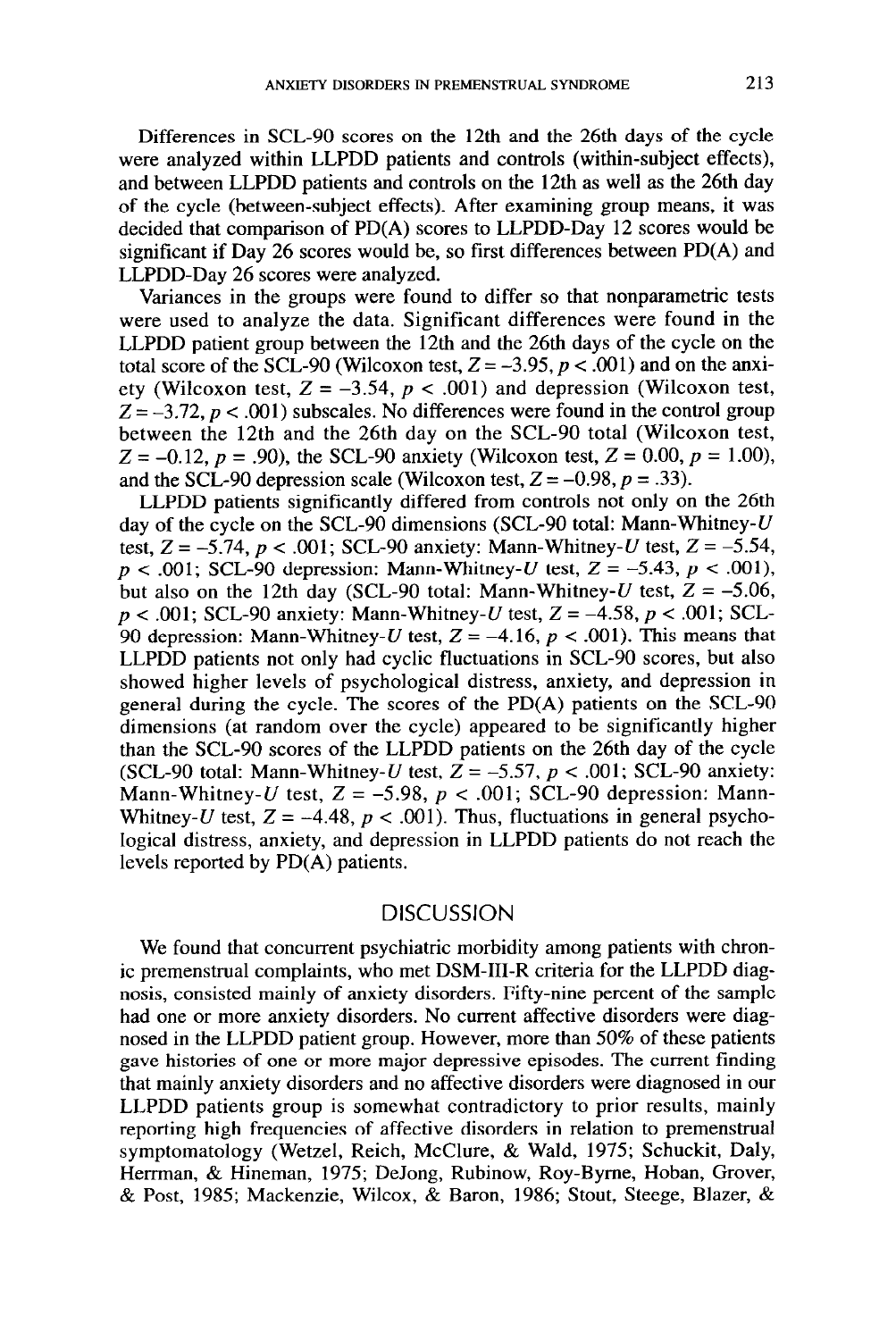Differences in SCL-90 scores on the 12th and the 26th days of the cycle were analyzed within LLPDD patients and controls (within-subject effects), and between LLPDD patients and controls on the 12th as well as the 26th day of the cycle (between-subject effects). After examining group means, it was decided that comparison of PD(A) scores to LLPDD-Day 12 scores would be significant if Day 26 scores would be, so first differences between PD(A) and LLPDD-Day 26 scores were analyzed.

Variances in the groups were found to differ so that nonparametric tests were used to analyze the data. Significant differences were found in the LLPDD patient group between the 12th and the 26th days of the cycle on the total score of the SCL-90 (Wilcoxon test, $Z = -3.95$, $p < .001$) and on the anxiety (Wilcoxon test, $Z = -3.54$, $p < .001$) and depression (Wilcoxon test, $Z = -3.72$, $p < .001$) subscales. No differences were found in the control group between the 12th and the 26th day on the SCL-90 total (Wilcoxon test, $Z = -0.12$, $p = .90$), the SCL-90 anxiety (Wilcoxon test, $Z = 0.00$, $p = 1.00$), and the SCL-90 depression scale (Wilcoxon test, $Z = -0.98$, $p = .33$).

LLPDD patients significantly differed from controls not only on the 26th day of the cycle on the SCL-90 dimensions (SCL-90 total: Mann-Whitney-*U* test, $Z = -5.74$, $p < .001$; SCL-90 anxiety: Mann-Whitney-*U* test, $Z = -5.54$, $p < .001$; SCL-90 depression: Mann-Whitney-*U* test, $Z = -5.43$, $p < .001$), but also on the 12th day (SCL-90 total: Mann-Whitney-*U* test, $Z = -5.06$, $p < .001$; SCL-90 anxiety: Mann-Whitney-*U* test, $Z = -4.58$, $p < .001$; SCL-90 depression: Mann-Whitney-*U* test, $Z = -4.16$, $p < .001$). This means that LLPDD patients not only had cyclic fluctuations in SCL-90 scores, but also showed higher levels of psychological distress, anxiety, and depression in general during the cycle. The scores of the PD(A) patients on the SCL-90 dimensions (at random over the cycle) appeared to be significantly higher than the SCL-90 scores of the LLPDD patients on the 26th day of the cycle (SCL-90 total: Mann-Whitney-*U* test, $Z = -5.57$, $p < .001$; SCL-90 anxiety: Mann-Whitney-*U* test, $Z = -5.98$, $p < .001$; SCL-90 depression: Mann-Whitney-*U* test, $Z = -4.48$, $p < .001$). Thus, fluctuations in general psychological distress, anxiety, and depression in LLPDD patients do not reach the levels reported by PD(A) patients.

## DISCUSSION

We found that concurrent psychiatric morbidity among patients with chronic premenstrual complaints, who met DSM-III-R criteria for the LLPDD diagnosis, consisted mainly of anxiety disorders. Fifty-nine percent of the sample had one or more anxiety disorders. No current affective disorders were diagnosed in the LLPDD patient group. However, more than 50% of these patients gave histories of one or more major depressive episodes. The current finding that mainly anxiety disorders and no affective disorders were diagnosed in our LLPDD patients group is somewhat contradictory to prior results, mainly reporting high frequencies of affective disorders in relation to premenstrual symptomatology (Wetzel, Reich, McClure, & Wald, 1975; Schuckit, Daly, Herrman, & Hineman, 1975; DeJong, Rubinow, Roy-Byrne, Hoban, Grover, & Post, 1985; Mackenzie, Wilcox, & Baron, 1986; Stout, Steege, Blazer, &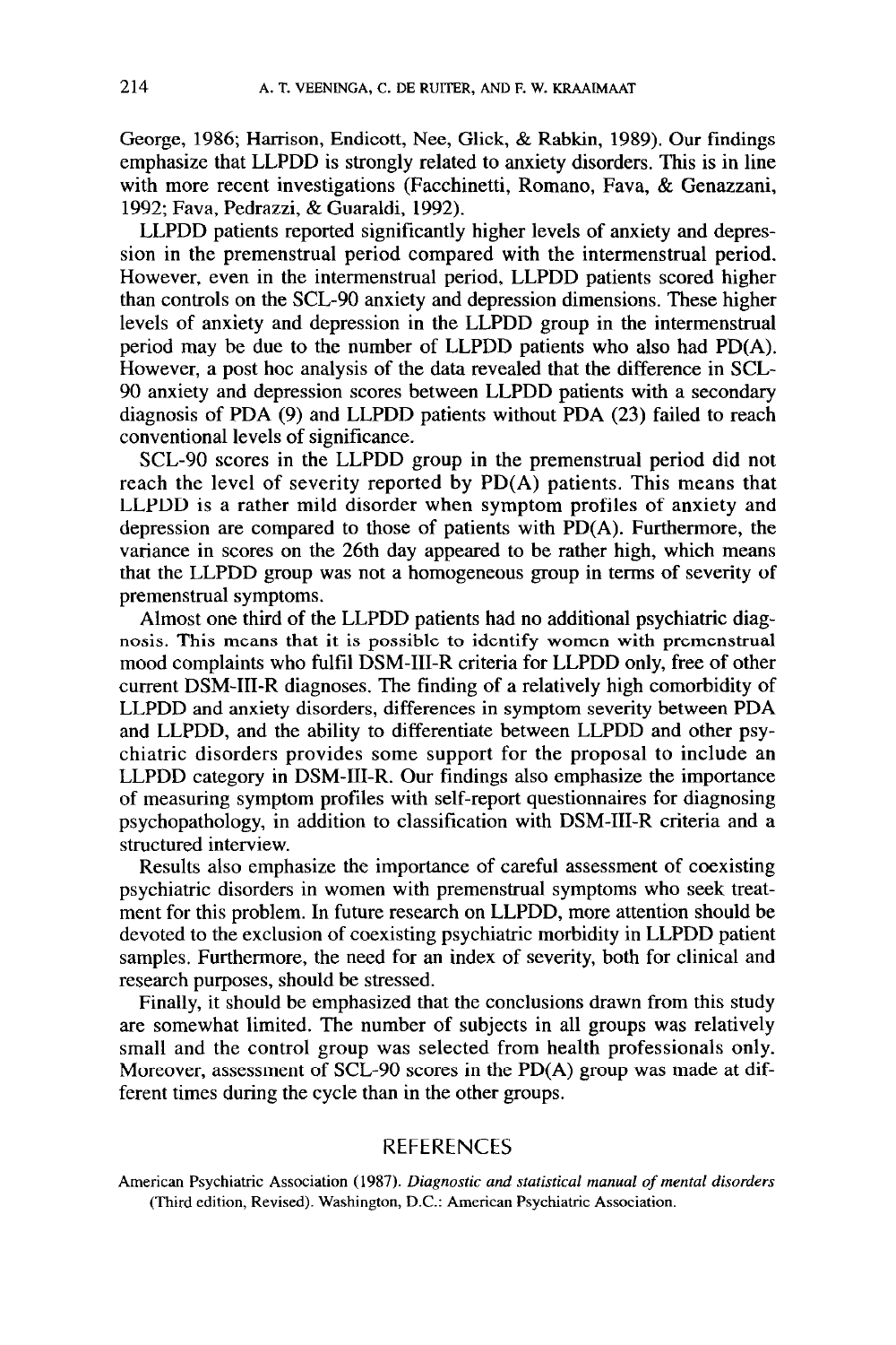George, 1986; Harrison, Endicott, Nee, Glick, & Rabkin, 1989). Our findings emphasize that LLPDD is strongly related to anxiety disorders. This is in line with more recent investigations (Facchinetti, Romano, Fava, & Genazzani, 1992; Fava, Pedrazzi, & Guaraldi, 1992).

LLPDD patients reported significantly higher levels of anxiety and depression in the premenstrual period compared with the intermenstrual period. However, even in the intermenstrual period, LLPDD patients scored higher than controls on the SCL-90 anxiety and depression dimensions. These higher levels of anxiety and depression in the LLPDD group in the intermenstrual period may be due to the number of LLPDD patients who also had PD(A). However, a post hoc analysis of the data revealed that the difference in SCL-90 anxiety and depression scores between LLPDD patients with a secondary diagnosis of PDA (9) and LLPDD patients without PDA (23) failed to reach conventional levels of significance.

SCL-90 scores in the LLPDD group in the premenstrual period did not reach the level of severity reported by PD(A) patients. This means that LLPDD is a rather mild disorder when symptom profiles of anxiety and depression are compared to those of patients with PD(A). Furthermore, the variance in scores on the 26th day appeared to be rather high, which means that the LLPDD group was not a homogeneous group in terms of severity of premenstrual symptoms.

Almost one third of the LLPDD patients had no additional psychiatric diagnosis. This means that it is possible to identify women with premenstrual mood complaints who fulfil DSM-III-R criteria for LLPDD only, free of other current DSM-III-R diagnoses. The finding of a relatively high comorbidity of LLPDD and anxiety disorders, differences in symptom severity between PDA and LLPDD, and the ability to differentiate between LLPDD and other psychiatric disorders provides some support for the proposal to include an LLPDD category in DSM-III-R. Our findings also emphasize the importance of measuring symptom profiles with self-report questionnaires for diagnosing psychopathology, in addition to classification with DSM-III-R criteria and a structured interview.

Results also emphasize the importance of careful assessment of coexisting psychiatric disorders in women with premenstrual symptoms who seek treatment for this problem. In future research on LLPDD, more attention should be devoted to the exclusion of coexisting psychiatric morbidity in LLPDD patient samples. Furthermore, the need for an index of severity, both for clinical and research purposes, should be stressed.

Finally, it should be emphasized that the conclusions drawn from this study are somewhat limited. The number of subjects in all groups was relatively small and the control group was selected from health professionals only. Moreover, assessment of SCL-90 scores in the PD(A) group was made at different times during the cycle than in the other groups.

## REFERENCES

American Psychiatric Association (1987). *Diagnostic and statistical manual of mental disorders* (Third edition, Revised). Washington, D.C.: American Psychiatric Association.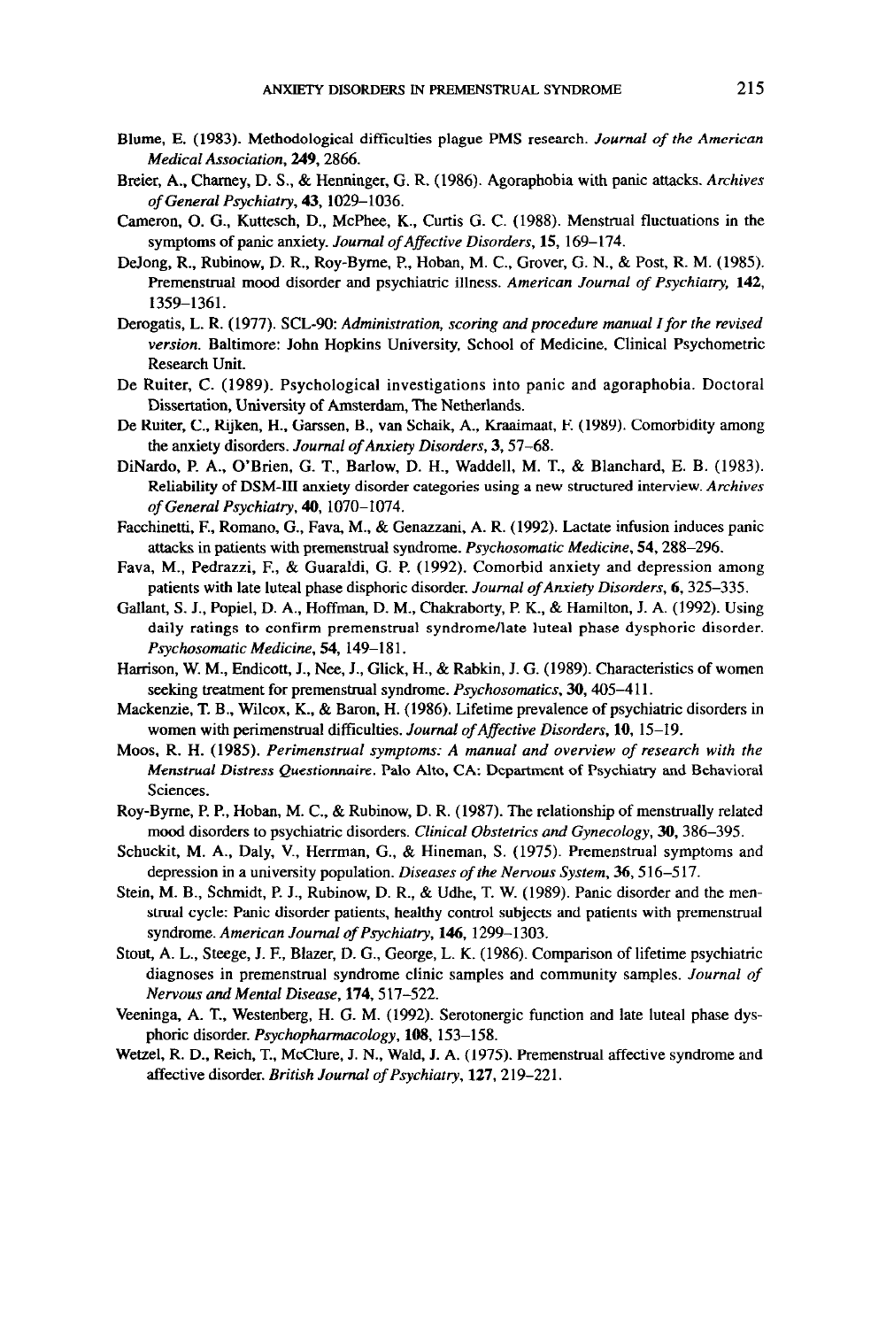Blume, E. (1983). Methodological difficulties plague PMS research. *Journal of the American Medical Association*, **249**, 2866.

Breier, A., Charney, D. S., & Henninger, G. R. (1986). Agoraphobia with panic attacks. *Archives of General Psychiatry*, **43**, 1029–1036.

Cameron, O. G., Kuttesch, D., McPhee, K., Curtis G. C. (1988). Menstrual fluctuations in the symptoms of panic anxiety. *Journal of Affective Disorders*, **15**, 169–174.

DeJong, R., Rubinow, D. R., Roy-Byrne, P., Hoban, M. C., Grover, G. N., & Post, R. M. (1985). Premenstrual mood disorder and psychiatric illness. *American Journal of Psychiatry*, **142**, 1359–1361.

Derogatis, L. R. (1977). SCL-90: *Administration, scoring and procedure manual I for the revised version*. Baltimore: John Hopkins University, School of Medicine. Clinical Psychometric Research Unit.

De Ruiter, C. (1989). Psychological investigations into panic and agoraphobia. Doctoral Dissertation, University of Amsterdam, The Netherlands.

De Ruiter, C., Rijken, H., Garssen, B., van Schaik, A., Kraaimaat, F. (1989). Comorbidity among the anxiety disorders. *Journal of Anxiety Disorders*, **3**, 57–68.

DiNardo, P. A., O'Brien, G. T., Barlow, D. H., Waddell, M. T., & Blanchard, E. B. (1983). Reliability of DSM-III anxiety disorder categories using a new structured interview. *Archives of General Psychiatry*, **40**, 1070–1074.

Facchinetti, F., Romano, G., Fava, M., & Genazzani, A. R. (1992). Lactate infusion induces panic attacks in patients with premenstrual syndrome. *Psychosomatic Medicine*, **54**, 288–296.

Fava, M., Pedrazzi, F., & Guaraldi, G. P. (1992). Comorbid anxiety and depression among patients with late luteal phase disphoric disorder. *Journal of Anxiety Disorders*, **6**, 325–335.

Gallant, S. J., Popiel, D. A., Hoffman, D. M., Chakraborty, P. K., & Hamilton, J. A. (1992). Using daily ratings to confirm premenstrual syndrome/late luteal phase dysphoric disorder. *Psychosomatic Medicine*, **54**, 149–181.

Harrison, W. M., Endicott, J., Nee, J., Glick, H., & Rabkin, J. G. (1989). Characteristics of women seeking treatment for premenstrual syndrome. *Psychosomatics*, **30**, 405–411.

Mackenzie, T. B., Wilcox, K., & Baron, H. (1986). Lifetime prevalence of psychiatric disorders in women with perimenstrual difficulties. *Journal of Affective Disorders*, **10**, 15–19.

Moos, R. H. (1985). *Perimenstrual symptoms: A manual and overview of research with the Menstrual Distress Questionnaire*. Palo Alto, CA: Department of Psychiatry and Behavioral Sciences.

Roy-Byrne, P. P., Hoban, M. C., & Rubinow, D. R. (1987). The relationship of menstrually related mood disorders to psychiatric disorders. *Clinical Obstetrics and Gynecology*, **30**, 386–395.

Schuckit, M. A., Daly, V., Herrman, G., & Hineman, S. (1975). Premenstrual symptoms and depression in a university population. *Diseases of the Nervous System*, **36**, 516–517.

Stein, M. B., Schmidt, P. J., Rubinow, D. R., & Udhe, T. W. (1989). Panic disorder and the menstrual cycle: Panic disorder patients, healthy control subjects and patients with premenstrual syndrome. *American Journal of Psychiatry*, **146**, 1299–1303.

Stout, A. L., Steege, J. F., Blazer, D. G., George, L. K. (1986). Comparison of lifetime psychiatric diagnoses in premenstrual syndrome clinic samples and community samples. *Journal of Nervous and Mental Disease*, **174**, 517–522.

Veeninga, A. T., Westenberg, H. G. M. (1992). Serotonergic function and late luteal phase dysphoric disorder. *Psychopharmacology*, **108**, 153–158.

Wetzel, R. D., Reich, T., McClure, J. N., Wald, J. A. (1975). Premenstrual affective syndrome and affective disorder. *British Journal of Psychiatry*, **127**, 219–221.